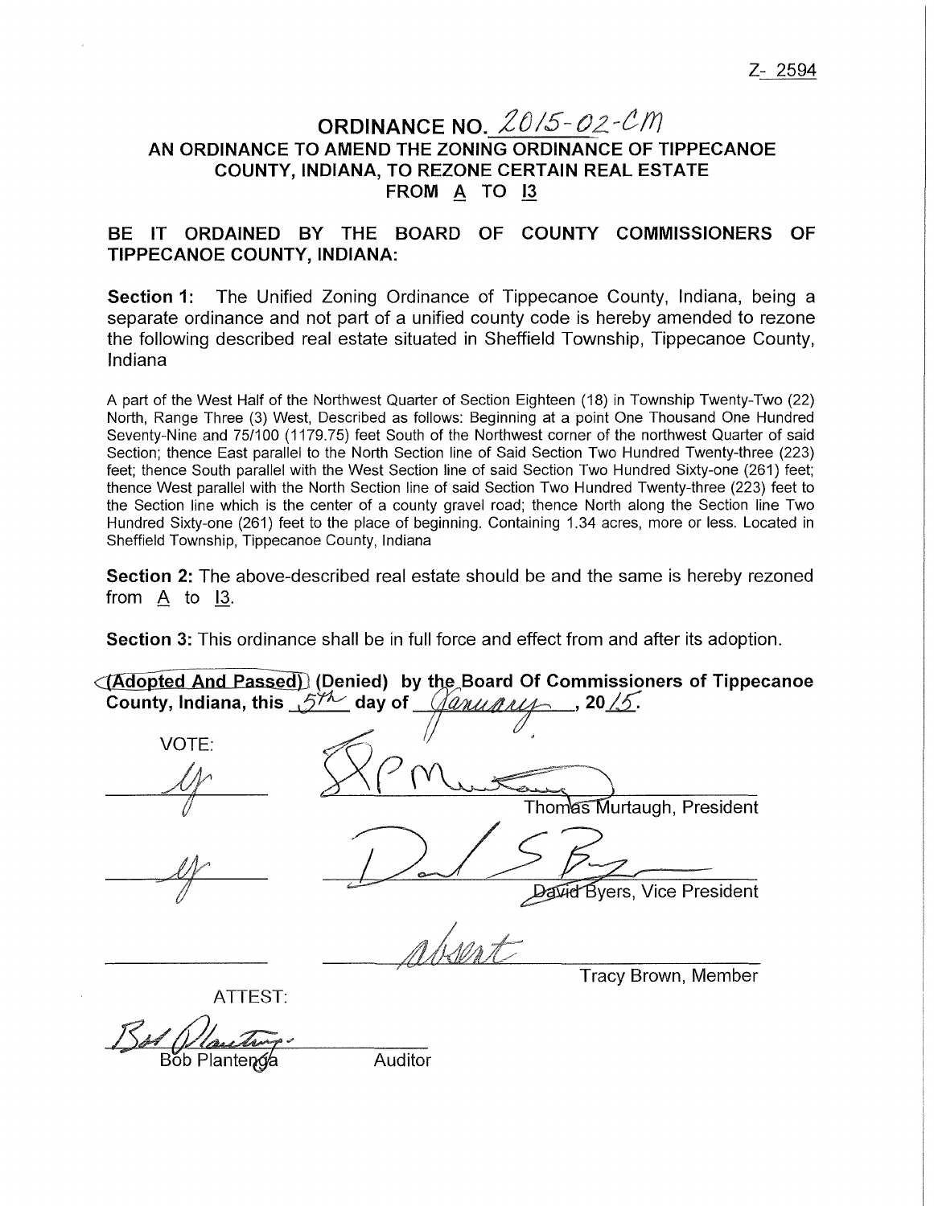Z- 2594

# ORDINANCE NO. 2015-02-CM

## AN ORDINANCE TO AMEND THE ZONING ORDINANCE OF TIPPECANOE COUNTY, INDIANA, TO REZONE CERTAIN REAL ESTATE FROM A TO I3

**BE IT ORDAINED BY THE BOARD OF COUNTY COMMISSIONERS OF TIPPECANOE COUNTY, INDIANA:**

**Section 1:** The Unified Zoning Ordinance of Tippecanoe County, Indiana, being a separate ordinance and not part of a unified county code is hereby amended to rezone the following described real estate situated in Sheffield Township, Tippecanoe County, Indiana

A part of the West Half of the Northwest Quarter of Section Eighteen (18) in Township Twenty-Two (22) North, Range Three (3) West, Described as follows: Beginning at a point One Thousand One Hundred Seventy-Nine and 75/100 (1179.75) feet South of the Northwest corner of the northwest Quarter of said Section; thence East parallel to the North Section line of Said Section Two Hundred Twenty-three (223) feet; thence South parallel with the West Section line of said Section Two Hundred Sixty-one (261) feet; thence West parallel with the North Section line of said Section Two Hundred Twenty-three (223) feet to the Section line which is the center of a county gravel road; thence North along the Section line Two Hundred Sixty-one (261) feet to the place of beginning. Containing 1.34 acres, more or less. Located in Sheffield Township, Tippecanoe County, Indiana

**Section 2:** The above-described real estate should be and the same is hereby rezoned from A to I3.

**Section 3:** This ordinance shall be in full force and effect from and after its adoption.

**(Adopted And Passed) (Denied) by the Board Of Commissioners of Tippecanoe County, Indiana, this 5th day of January, 2015.**

VOTE:

| Vote | Signature |
|---|---|
| Y | Thomas Murtaugh, President |
| Y | David Byers, Vice President |
| | absent — Tracy Brown, Member |

ATTEST:

Bob Plantenga, Auditor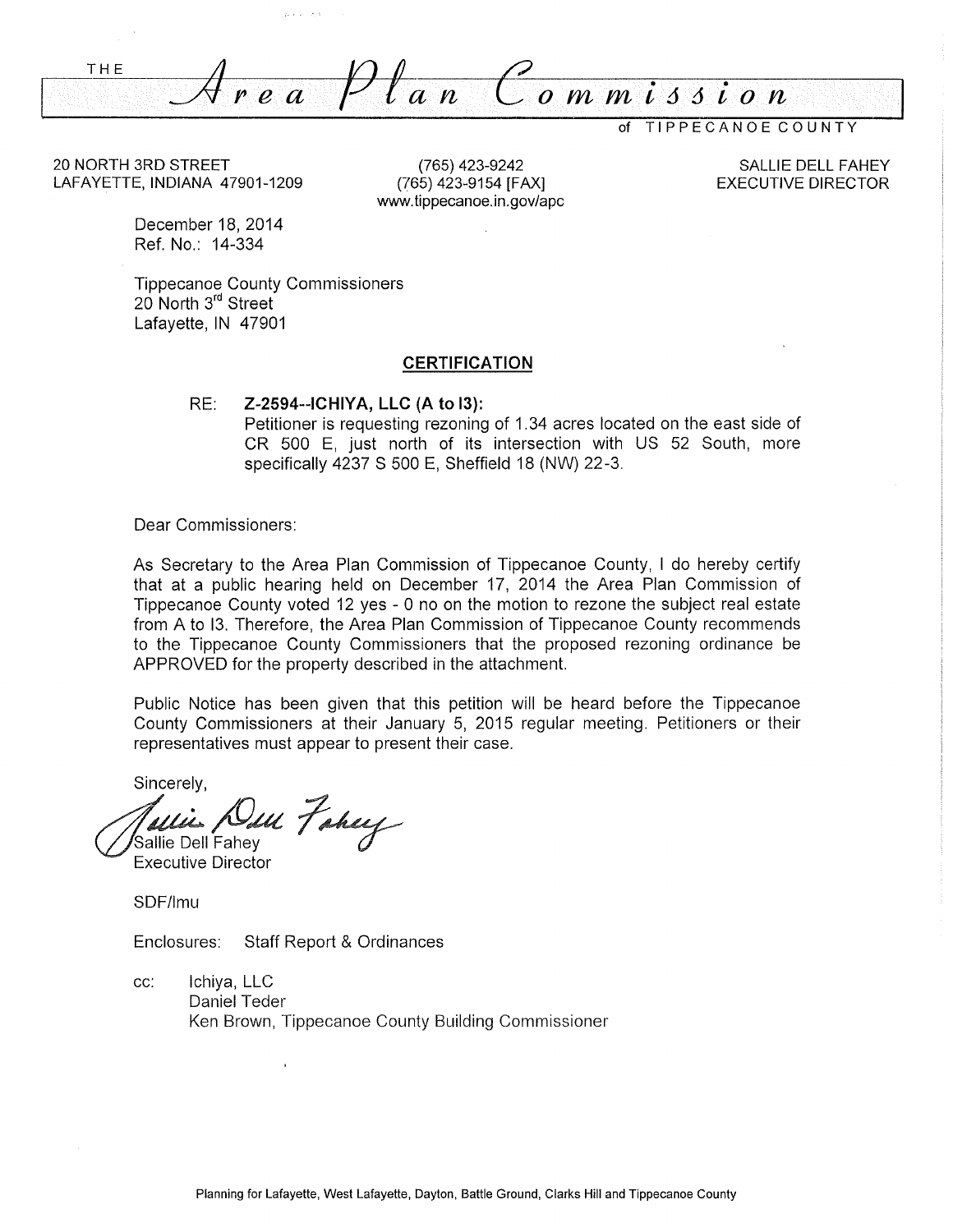# THE *Area Plan Commission* of TIPPECANOE COUNTY

20 NORTH 3RD STREET
LAFAYETTE, INDIANA 47901-1209

(765) 423-9242
(765) 423-9154 [FAX]
www.tippecanoe.in.gov/apc

SALLIE DELL FAHEY
EXECUTIVE DIRECTOR

December 18, 2014
Ref. No.: 14-334

Tippecanoe County Commissioners
20 North 3rd Street
Lafayette, IN 47901

## CERTIFICATION

RE: **Z-2594--ICHIYA, LLC (A to I3):**
Petitioner is requesting rezoning of 1.34 acres located on the east side of CR 500 E, just north of its intersection with US 52 South, more specifically 4237 S 500 E, Sheffield 18 (NW) 22-3.

Dear Commissioners:

As Secretary to the Area Plan Commission of Tippecanoe County, I do hereby certify that at a public hearing held on December 17, 2014 the Area Plan Commission of Tippecanoe County voted 12 yes - 0 no on the motion to rezone the subject real estate from A to I3. Therefore, the Area Plan Commission of Tippecanoe County recommends to the Tippecanoe County Commissioners that the proposed rezoning ordinance be APPROVED for the property described in the attachment.

Public Notice has been given that this petition will be heard before the Tippecanoe County Commissioners at their January 5, 2015 regular meeting. Petitioners or their representatives must appear to present their case.

Sincerely,

Sallie Dell Fahey
Executive Director

SDF/lmu

Enclosures: Staff Report & Ordinances

cc: Ichiya, LLC
Daniel Teder
Ken Brown, Tippecanoe County Building Commissioner

Planning for Lafayette, West Lafayette, Dayton, Battle Ground, Clarks Hill and Tippecanoe County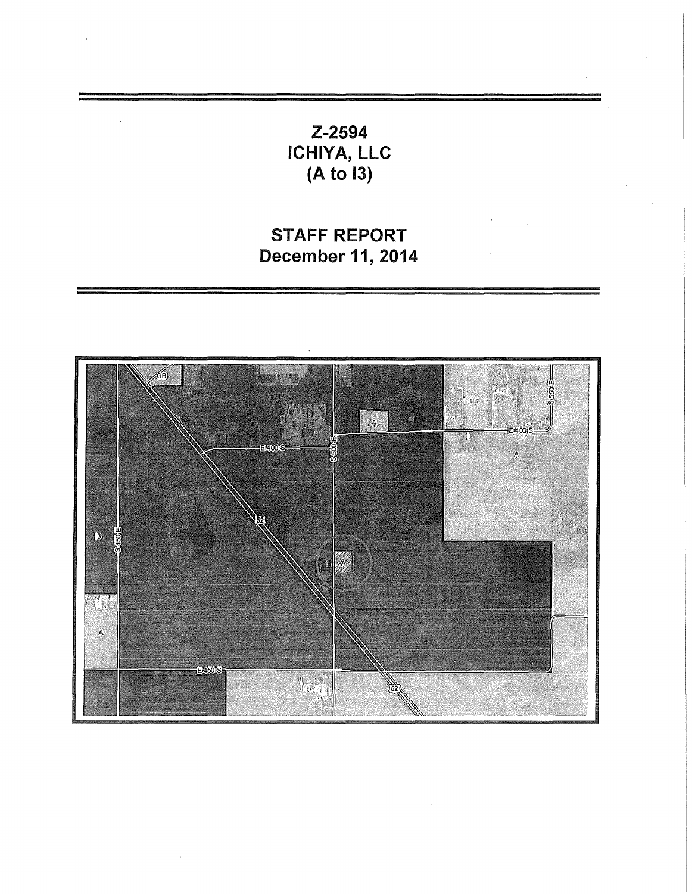# Z-2594
# ICHIYA, LLC
# (A to I3)

# STAFF REPORT
# December 11, 2014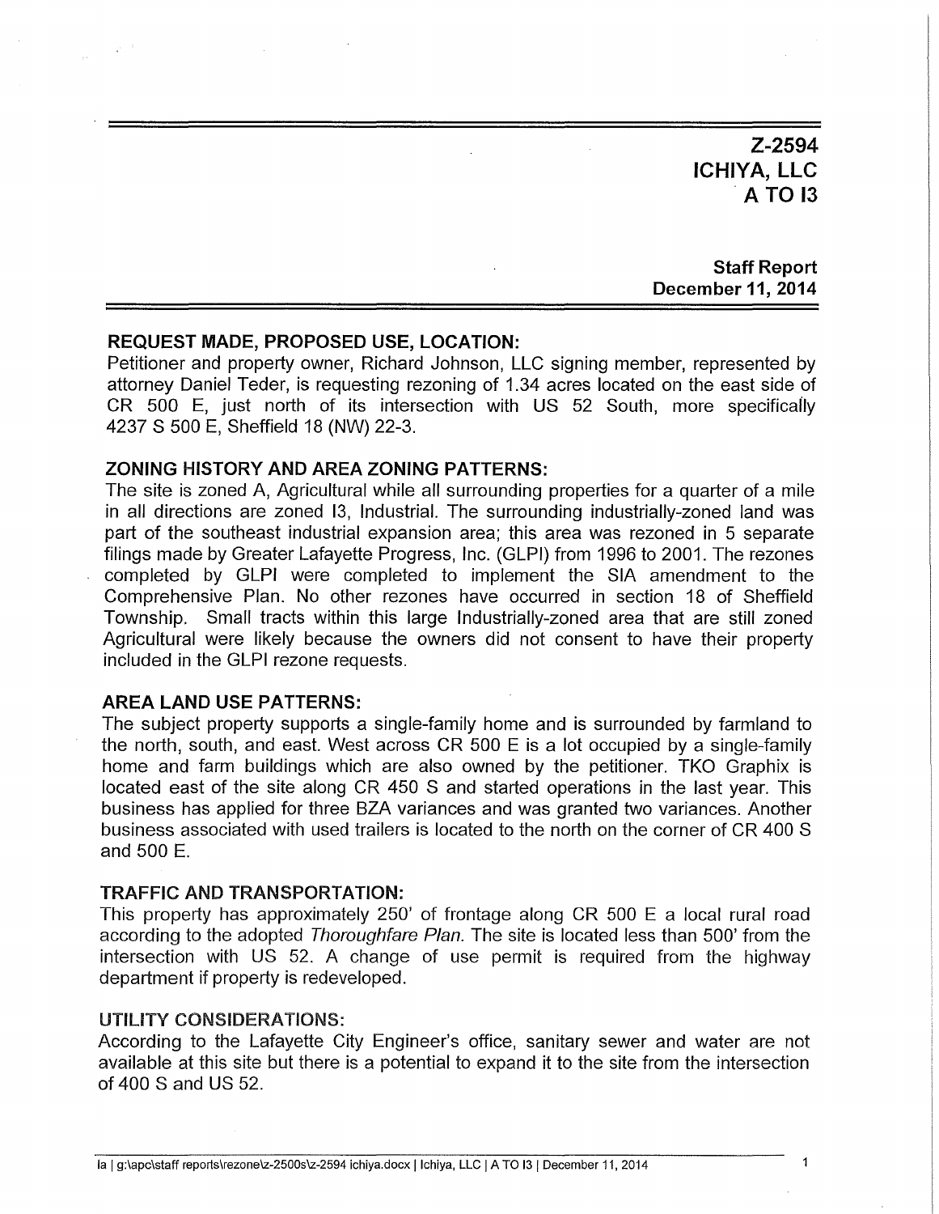**Z-2594**
**ICHIYA, LLC**
**A TO I3**

**Staff Report**
**December 11, 2014**

## REQUEST MADE, PROPOSED USE, LOCATION:

Petitioner and property owner, Richard Johnson, LLC signing member, represented by attorney Daniel Teder, is requesting rezoning of 1.34 acres located on the east side of CR 500 E, just north of its intersection with US 52 South, more specifically 4237 S 500 E, Sheffield 18 (NW) 22-3.

## ZONING HISTORY AND AREA ZONING PATTERNS:

The site is zoned A, Agricultural while all surrounding properties for a quarter of a mile in all directions are zoned I3, Industrial. The surrounding industrially-zoned land was part of the southeast industrial expansion area; this area was rezoned in 5 separate filings made by Greater Lafayette Progress, Inc. (GLPI) from 1996 to 2001. The rezones completed by GLPI were completed to implement the SIA amendment to the Comprehensive Plan. No other rezones have occurred in section 18 of Sheffield Township. Small tracts within this large Industrially-zoned area that are still zoned Agricultural were likely because the owners did not consent to have their property included in the GLPI rezone requests.

## AREA LAND USE PATTERNS:

The subject property supports a single-family home and is surrounded by farmland to the north, south, and east. West across CR 500 E is a lot occupied by a single-family home and farm buildings which are also owned by the petitioner. TKO Graphix is located east of the site along CR 450 S and started operations in the last year. This business has applied for three BZA variances and was granted two variances. Another business associated with used trailers is located to the north on the corner of CR 400 S and 500 E.

## TRAFFIC AND TRANSPORTATION:

This property has approximately 250' of frontage along CR 500 E a local rural road according to the adopted *Thoroughfare Plan*. The site is located less than 500' from the intersection with US 52. A change of use permit is required from the highway department if property is redeveloped.

## UTILITY CONSIDERATIONS:

According to the Lafayette City Engineer's office, sanitary sewer and water are not available at this site but there is a potential to expand it to the site from the intersection of 400 S and US 52.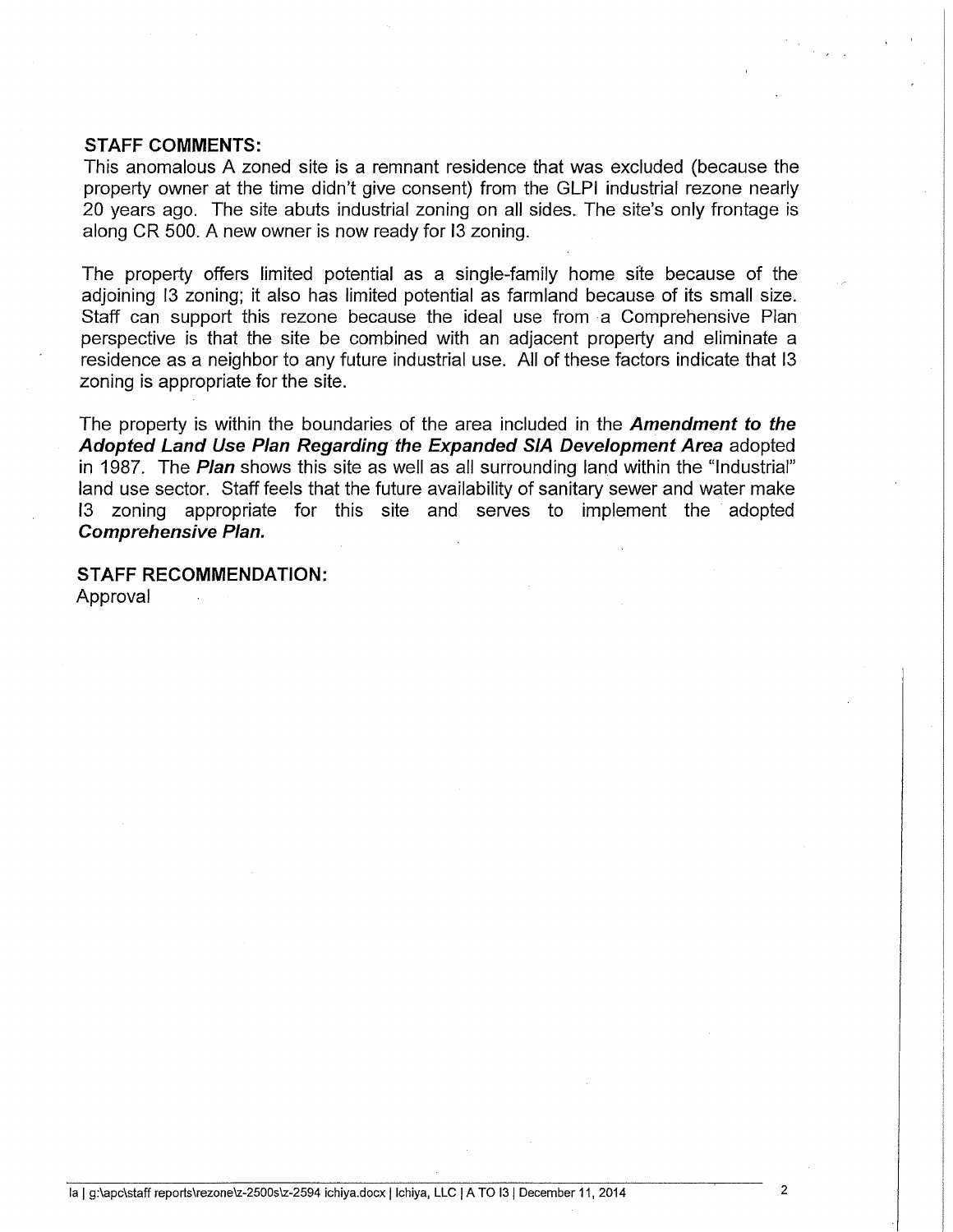## STAFF COMMENTS:

This anomalous A zoned site is a remnant residence that was excluded (because the property owner at the time didn't give consent) from the GLPI industrial rezone nearly 20 years ago. The site abuts industrial zoning on all sides. The site's only frontage is along CR 500. A new owner is now ready for I3 zoning.

The property offers limited potential as a single-family home site because of the adjoining I3 zoning; it also has limited potential as farmland because of its small size. Staff can support this rezone because the ideal use from a Comprehensive Plan perspective is that the site be combined with an adjacent property and eliminate a residence as a neighbor to any future industrial use. All of these factors indicate that I3 zoning is appropriate for the site.

The property is within the boundaries of the area included in the ***Amendment to the Adopted Land Use Plan Regarding the Expanded SIA Development Area*** adopted in 1987. The ***Plan*** shows this site as well as all surrounding land within the "Industrial" land use sector. Staff feels that the future availability of sanitary sewer and water make I3 zoning appropriate for this site and serves to implement the adopted ***Comprehensive Plan.***

## STAFF RECOMMENDATION:

Approval